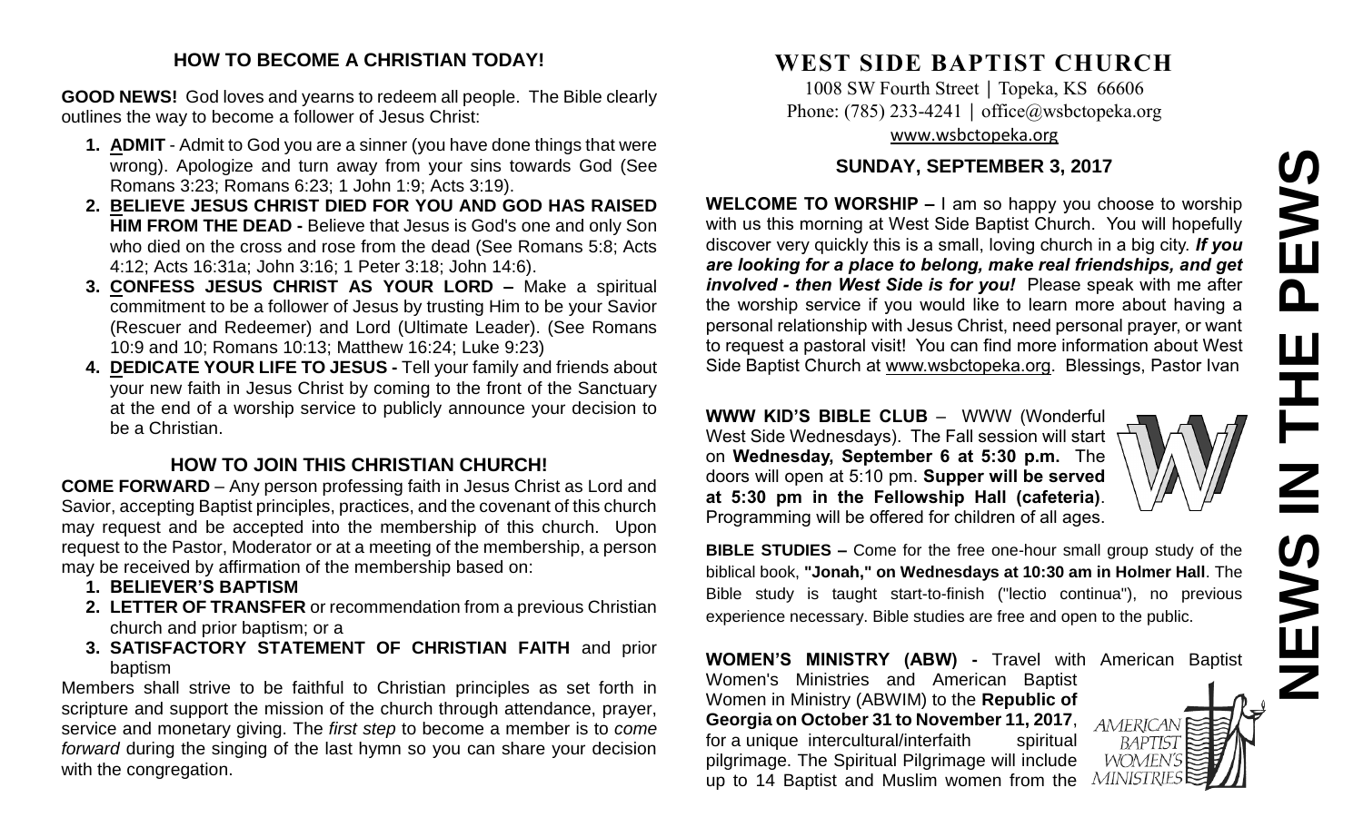## HOW TO BECOME A CHRISTIAN TODAY!

**GOOD NEWS!** God loves and yearns to redeem all people. The Bible clearly outlines the way to become a follower of Jesus Christ:

1. **ADMIT** - Admit to God you are a sinner (you have done things that were wrong). Apologize and turn away from your sins towards God (See Romans 3:23; Romans 6:23; 1 John 1:9; Acts 3:19).
2. **BELIEVE JESUS CHRIST DIED FOR YOU AND GOD HAS RAISED HIM FROM THE DEAD -** Believe that Jesus is God's one and only Son who died on the cross and rose from the dead (See Romans 5:8; Acts 4:12; Acts 16:31a; John 3:16; 1 Peter 3:18; John 14:6).
3. **CONFESS JESUS CHRIST AS YOUR LORD –** Make a spiritual commitment to be a follower of Jesus by trusting Him to be your Savior (Rescuer and Redeemer) and Lord (Ultimate Leader). (See Romans 10:9 and 10; Romans 10:13; Matthew 16:24; Luke 9:23)
4. **DEDICATE YOUR LIFE TO JESUS -** Tell your family and friends about your new faith in Jesus Christ by coming to the front of the Sanctuary at the end of a worship service to publicly announce your decision to be a Christian.

## HOW TO JOIN THIS CHRISTIAN CHURCH!

**COME FORWARD** – Any person professing faith in Jesus Christ as Lord and Savior, accepting Baptist principles, practices, and the covenant of this church may request and be accepted into the membership of this church. Upon request to the Pastor, Moderator or at a meeting of the membership, a person may be received by affirmation of the membership based on:

1. **BELIEVER'S BAPTISM**
2. **LETTER OF TRANSFER** or recommendation from a previous Christian church and prior baptism; or a
3. **SATISFACTORY STATEMENT OF CHRISTIAN FAITH** and prior baptism

Members shall strive to be faithful to Christian principles as set forth in scripture and support the mission of the church through attendance, prayer, service and monetary giving. The *first step* to become a member is to *come forward* during the singing of the last hymn so you can share your decision with the congregation.

# WEST SIDE BAPTIST CHURCH

1008 SW Fourth Street | Topeka, KS 66606
Phone: (785) 233-4241 | office@wsbctopeka.org
www.wsbctopeka.org

## SUNDAY, SEPTEMBER 3, 2017

# NEWS IN THE PEWS

**WELCOME TO WORSHIP –** I am so happy you choose to worship with us this morning at West Side Baptist Church. You will hopefully discover very quickly this is a small, loving church in a big city. ***If you are looking for a place to belong, make real friendships, and get involved - then West Side is for you!*** Please speak with me after the worship service if you would like to learn more about having a personal relationship with Jesus Christ, need personal prayer, or want to request a pastoral visit! You can find more information about West Side Baptist Church at www.wsbctopeka.org. Blessings, Pastor Ivan

**WWW KID'S BIBLE CLUB** – WWW (Wonderful West Side Wednesdays). The Fall session will start on **Wednesday, September 6 at 5:30 p.m.** The doors will open at 5:10 pm. **Supper will be served at 5:30 pm in the Fellowship Hall (cafeteria)**. Programming will be offered for children of all ages.

**BIBLE STUDIES –** Come for the free one-hour small group study of the biblical book, **"Jonah," on Wednesdays at 10:30 am in Holmer Hall**. The Bible study is taught start-to-finish ("lectio continua"), no previous experience necessary. Bible studies are free and open to the public.

**WOMEN'S MINISTRY (ABW) -** Travel with American Baptist Women's Ministries and American Baptist Women in Ministry (ABWIM) to the **Republic of Georgia on October 31 to November 11, 2017**, for a unique intercultural/interfaith spiritual pilgrimage. The Spiritual Pilgrimage will include up to 14 Baptist and Muslim women from the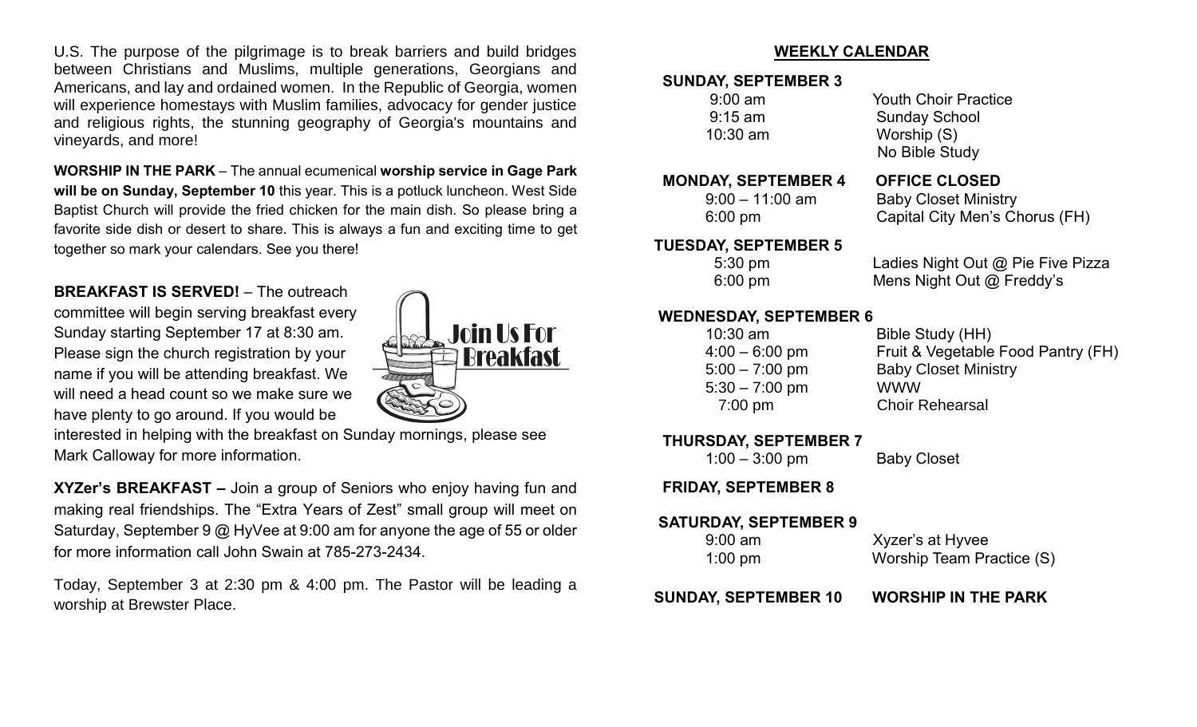U.S. The purpose of the pilgrimage is to break barriers and build bridges between Christians and Muslims, multiple generations, Georgians and Americans, and lay and ordained women. In the Republic of Georgia, women will experience homestays with Muslim families, advocacy for gender justice and religious rights, the stunning geography of Georgia's mountains and vineyards, and more!

**WORSHIP IN THE PARK** – The annual ecumenical **worship service in Gage Park will be on Sunday, September 10** this year. This is a potluck luncheon. West Side Baptist Church will provide the fried chicken for the main dish. So please bring a favorite side dish or desert to share. This is always a fun and exciting time to get together so mark your calendars. See you there!

**BREAKFAST IS SERVED!** – The outreach committee will begin serving breakfast every Sunday starting September 17 at 8:30 am. Please sign the church registration by your name if you will be attending breakfast. We will need a head count so we make sure we have plenty to go around. If you would be interested in helping with the breakfast on Sunday mornings, please see Mark Calloway for more information.

Join Us For Breakfast

**XYZer's BREAKFAST –** Join a group of Seniors who enjoy having fun and making real friendships. The "Extra Years of Zest" small group will meet on Saturday, September 9 @ HyVee at 9:00 am for anyone the age of 55 or older for more information call John Swain at 785-273-2434.

Today, September 3 at 2:30 pm & 4:00 pm. The Pastor will be leading a worship at Brewster Place.

## WEEKLY CALENDAR

**SUNDAY, SEPTEMBER 3**

| | |
|---|---|
| 9:00 am | Youth Choir Practice |
| 9:15 am | Sunday School |
| 10:30 am | Worship (S) |
| | No Bible Study |

**MONDAY, SEPTEMBER 4** — **OFFICE CLOSED**

| | |
|---|---|
| 9:00 – 11:00 am | Baby Closet Ministry |
| 6:00 pm | Capital City Men's Chorus (FH) |

**TUESDAY, SEPTEMBER 5**

| | |
|---|---|
| 5:30 pm | Ladies Night Out @ Pie Five Pizza |
| 6:00 pm | Mens Night Out @ Freddy's |

**WEDNESDAY, SEPTEMBER 6**

| | |
|---|---|
| 10:30 am | Bible Study (HH) |
| 4:00 – 6:00 pm | Fruit & Vegetable Food Pantry (FH) |
| 5:00 – 7:00 pm | Baby Closet Ministry |
| 5:30 – 7:00 pm | WWW |
| 7:00 pm | Choir Rehearsal |

**THURSDAY, SEPTEMBER 7**

| | |
|---|---|
| 1:00 – 3:00 pm | Baby Closet |

**FRIDAY, SEPTEMBER 8**

**SATURDAY, SEPTEMBER 9**

| | |
|---|---|
| 9:00 am | Xyzer's at Hyvee |
| 1:00 pm | Worship Team Practice (S) |

**SUNDAY, SEPTEMBER 10** — **WORSHIP IN THE PARK**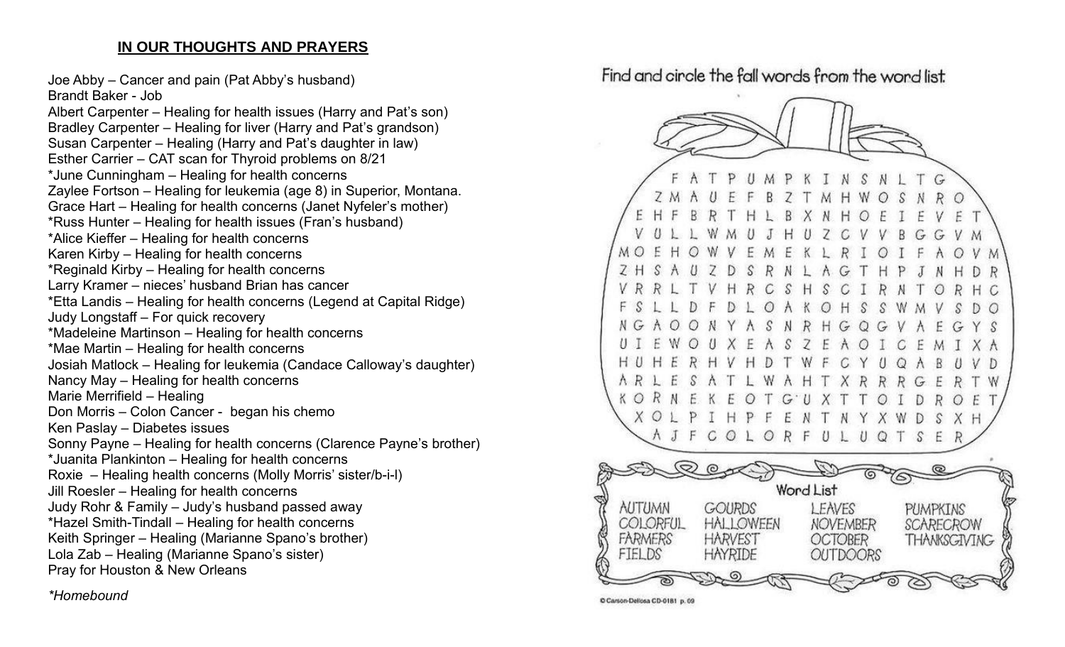**IN OUR THOUGHTS AND PRAYERS**

Joe Abby – Cancer and pain (Pat Abby's husband)
Brandt Baker - Job
Albert Carpenter – Healing for health issues (Harry and Pat's son)
Bradley Carpenter – Healing for liver (Harry and Pat's grandson)
Susan Carpenter – Healing (Harry and Pat's daughter in law)
Esther Carrier – CAT scan for Thyroid problems on 8/21
*June Cunningham – Healing for health concerns
Zaylee Fortson – Healing for leukemia (age 8) in Superior, Montana.
Grace Hart – Healing for health concerns (Janet Nyfeler's mother)
*Russ Hunter – Healing for health issues (Fran's husband)
*Alice Kieffer – Healing for health concerns
Karen Kirby – Healing for health concerns
*Reginald Kirby – Healing for health concerns
Larry Kramer – nieces' husband Brian has cancer
*Etta Landis – Healing for health concerns (Legend at Capital Ridge)
Judy Longstaff – For quick recovery
*Madeleine Martinson – Healing for health concerns
*Mae Martin – Healing for health concerns
Josiah Matlock – Healing for leukemia (Candace Calloway's daughter)
Nancy May – Healing for health concerns
Marie Merrifield – Healing
Don Morris – Colon Cancer - began his chemo
Ken Paslay – Diabetes issues
Sonny Payne – Healing for health concerns (Clarence Payne's brother)
*Juanita Plankinton – Healing for health concerns
Roxie – Healing health concerns (Molly Morris' sister/b-i-l)
Jill Roesler – Healing for health concerns
Judy Rohr & Family – Judy's husband passed away
*Hazel Smith-Tindall – Healing for health concerns
Keith Springer – Healing (Marianne Spano's brother)
Lola Zab – Healing (Marianne Spano's sister)
Pray for Houston & New Orleans

*\*Homebound*

Find and circle the fall words from the word list.

F A T P U M P K I N S N L T G
Z M A U E F B Z T M H W O S N R O
E H F B R T H L B X N H O E I E V E T
V U L L W M U J H U Z C V V B G G V M
M O E H O W V E M E K L R I O I F A O V M
Z H S A U Z D S R N L A G T H P J N H D R
V R R L T V H R C S H S C I R N T O R H C
F S L L D F D L O A K O H S S W M V S D O
N G A O O N Y A S N R H G Q G V A E G Y S
U I E W O U X E A S Z E A O I C E M I X A
H U H E R H V H D T W F C Y U Q A B U V D
A R L E S A T L W A H T X R R R G E R T W
K O R N E K E O T G U X T T O I D R O E T
X O L P I H P F E N T N Y X W D S X H
A J F C O L O R F U L U Q T S E R

Word List

AUTUMN
COLORFUL
FARMERS
FIELDS
GOURDS
HALLOWEEN
HARVEST
HAYRIDE
LEAVES
NOVEMBER
OCTOBER
OUTDOORS
PUMPKINS
SCARECROW
THANKSGIVING

© Carson-Dellosa CD-0181 p. 09